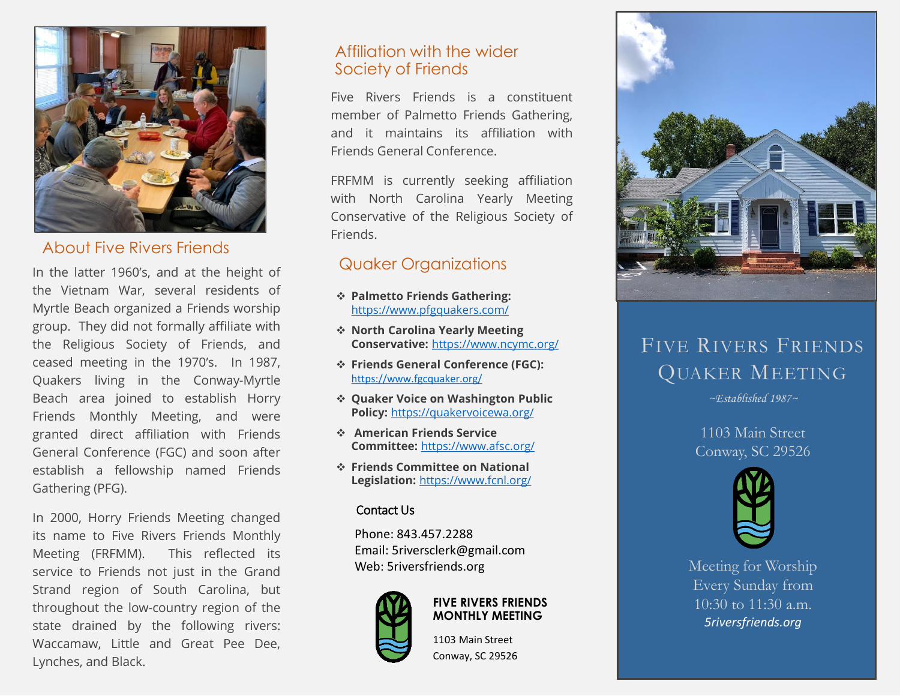## About Five Rivers Friends

In the latter 1960's, and at the height of the Vietnam War, several residents of Myrtle Beach organized a Friends worship group. They did not formally affiliate with the Religious Society of Friends, and ceased meeting in the 1970's. In 1987, Quakers living in the Conway-Myrtle Beach area joined to establish Horry Friends Monthly Meeting, and were granted direct affiliation with Friends General Conference (FGC) and soon after establish a fellowship named Friends Gathering (PFG).

In 2000, Horry Friends Meeting changed its name to Five Rivers Friends Monthly Meeting (FRFMM). This reflected its service to Friends not just in the Grand Strand region of South Carolina, but throughout the low-country region of the state drained by the following rivers: Waccamaw, Little and Great Pee Dee, Lynches, and Black.

## Affiliation with the wider Society of Friends

Five Rivers Friends is a constituent member of Palmetto Friends Gathering, and it maintains its affiliation with Friends General Conference.

FRFMM is currently seeking affiliation with North Carolina Yearly Meeting Conservative of the Religious Society of Friends.

## Quaker Organizations

- **Palmetto Friends Gathering:** https://www.pfgquakers.com/
- **North Carolina Yearly Meeting Conservative:** https://www.ncymc.org/
- **Friends General Conference (FGC):** https://www.fgcquaker.org/
- **Quaker Voice on Washington Public Policy:** https://quakervoicewa.org/
- **American Friends Service Committee:** https://www.afsc.org/
- **Friends Committee on National Legislation:** https://www.fcnl.org/

### Contact Us

Phone: 843.457.2288
Email: 5riversclerk@gmail.com
Web: 5riversfriends.org

**FIVE RIVERS FRIENDS MONTHLY MEETING**

1103 Main Street
Conway, SC 29526

# Five Rivers Friends Quaker Meeting

*~Established 1987~*

1103 Main Street
Conway, SC 29526

Meeting for Worship
Every Sunday from
10:30 to 11:30 a.m.

*5riversfriends.org*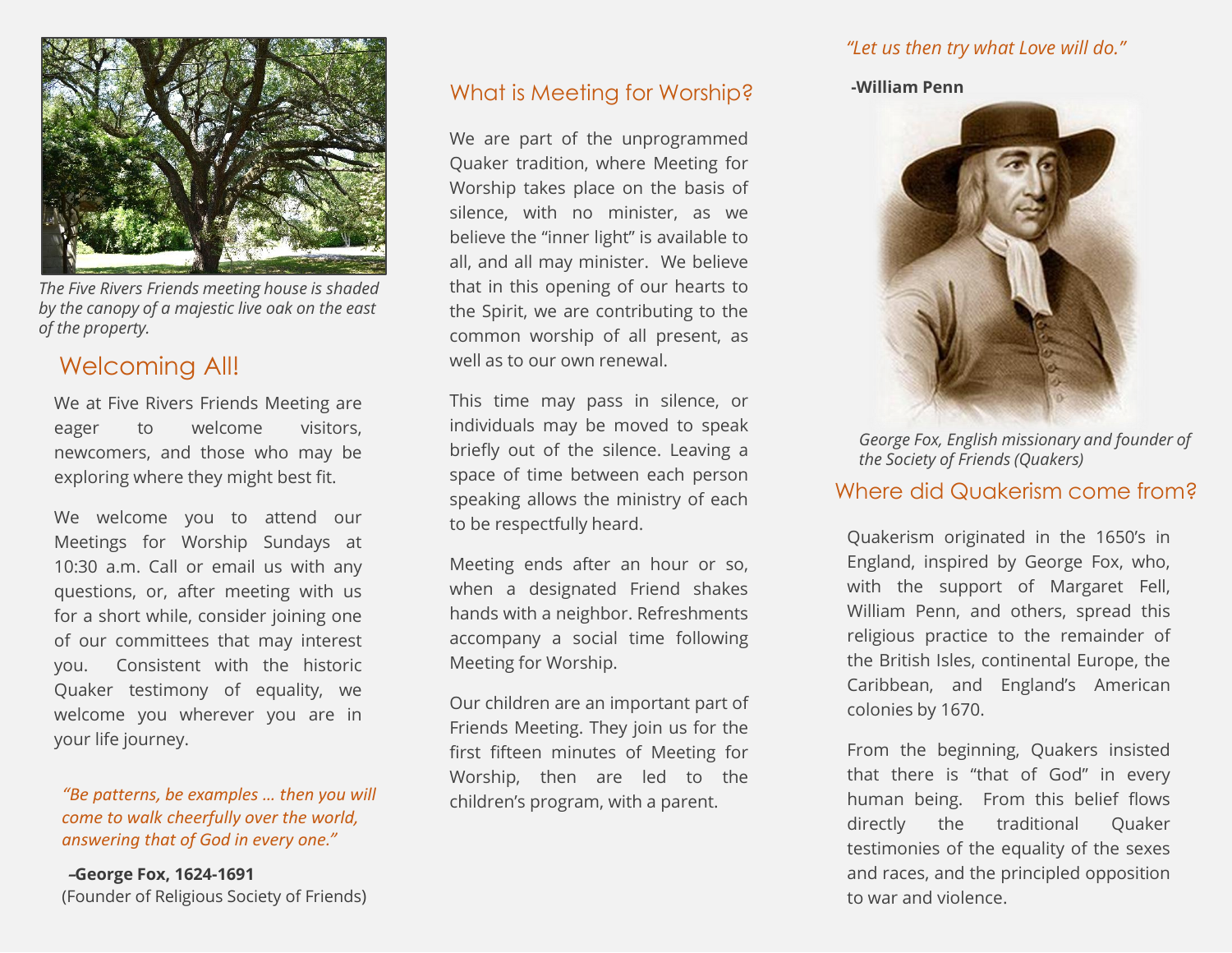*The Five Rivers Friends meeting house is shaded by the canopy of a majestic live oak on the east of the property.*

## Welcoming All!

We at Five Rivers Friends Meeting are eager to welcome visitors, newcomers, and those who may be exploring where they might best fit.

We welcome you to attend our Meetings for Worship Sundays at 10:30 a.m. Call or email us with any questions, or, after meeting with us for a short while, consider joining one of our committees that may interest you. Consistent with the historic Quaker testimony of equality, we welcome you wherever you are in your life journey.

*"Be patterns, be examples … then you will come to walk cheerfully over the world, answering that of God in every one."*

**–George Fox, 1624-1691**
(Founder of Religious Society of Friends)

## What is Meeting for Worship?

We are part of the unprogrammed Quaker tradition, where Meeting for Worship takes place on the basis of silence, with no minister, as we believe the "inner light" is available to all, and all may minister. We believe that in this opening of our hearts to the Spirit, we are contributing to the common worship of all present, as well as to our own renewal.

This time may pass in silence, or individuals may be moved to speak briefly out of the silence. Leaving a space of time between each person speaking allows the ministry of each to be respectfully heard.

Meeting ends after an hour or so, when a designated Friend shakes hands with a neighbor. Refreshments accompany a social time following Meeting for Worship.

Our children are an important part of Friends Meeting. They join us for the first fifteen minutes of Meeting for Worship, then are led to the children's program, with a parent.

*"Let us then try what Love will do."*

**-William Penn**

*George Fox, English missionary and founder of the Society of Friends (Quakers)*

## Where did Quakerism come from?

Quakerism originated in the 1650's in England, inspired by George Fox, who, with the support of Margaret Fell, William Penn, and others, spread this religious practice to the remainder of the British Isles, continental Europe, the Caribbean, and England's American colonies by 1670.

From the beginning, Quakers insisted that there is "that of God" in every human being. From this belief flows directly the traditional Quaker testimonies of the equality of the sexes and races, and the principled opposition to war and violence.